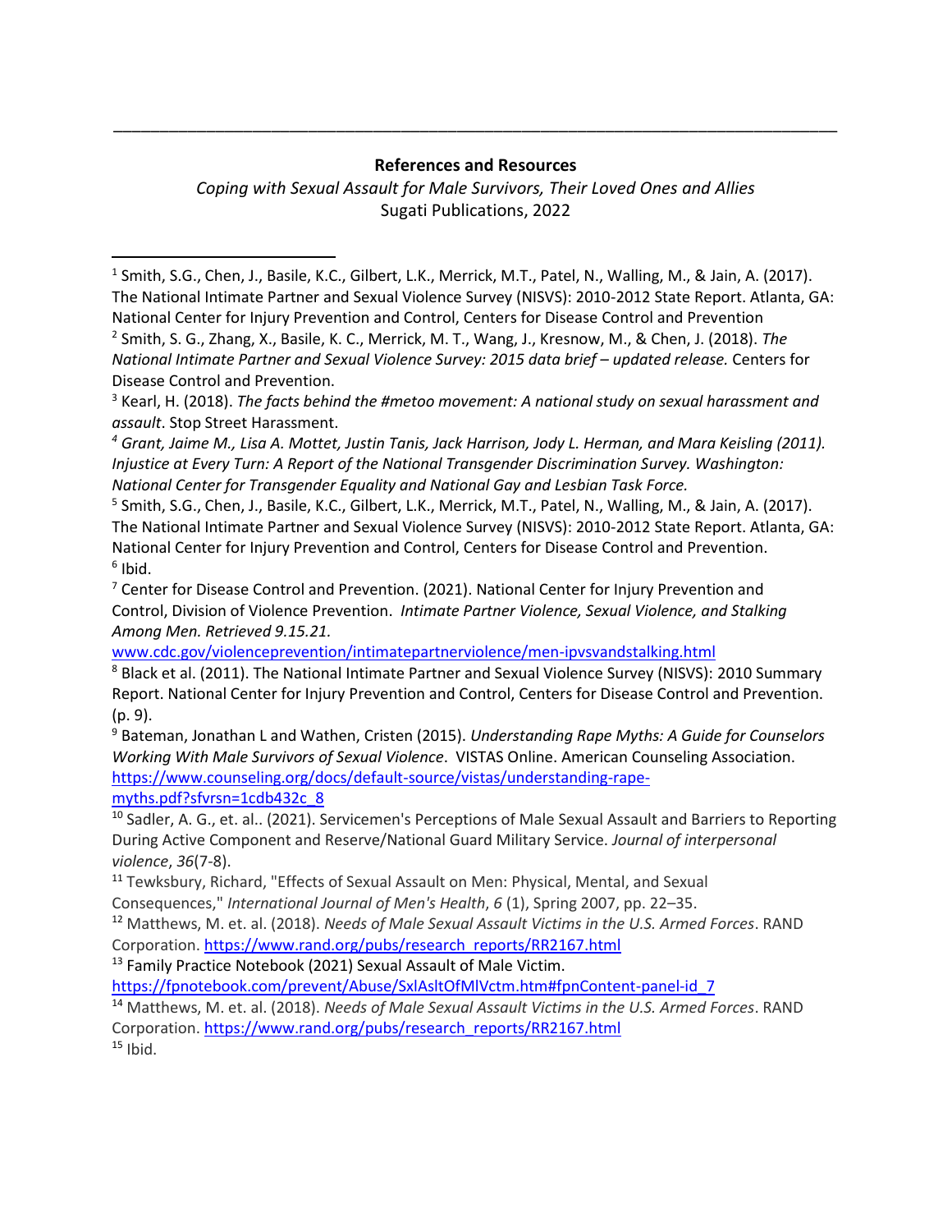---

**References and Resources**

*Coping with Sexual Assault for Male Survivors, Their Loved Ones and Allies*

Sugati Publications, 2022

---

[1] Smith, S.G., Chen, J., Basile, K.C., Gilbert, L.K., Merrick, M.T., Patel, N., Walling, M., & Jain, A. (2017). The National Intimate Partner and Sexual Violence Survey (NISVS): 2010-2012 State Report. Atlanta, GA: National Center for Injury Prevention and Control, Centers for Disease Control and Prevention

[2] Smith, S. G., Zhang, X., Basile, K. C., Merrick, M. T., Wang, J., Kresnow, M., & Chen, J. (2018). *The National Intimate Partner and Sexual Violence Survey: 2015 data brief – updated release.* Centers for Disease Control and Prevention.

[3] Kearl, H. (2018). *The facts behind the #metoo movement: A national study on sexual harassment and assault*. Stop Street Harassment.

[4] *Grant, Jaime M., Lisa A. Mottet, Justin Tanis, Jack Harrison, Jody L. Herman, and Mara Keisling (2011). Injustice at Every Turn: A Report of the National Transgender Discrimination Survey. Washington: National Center for Transgender Equality and National Gay and Lesbian Task Force.*

[5] Smith, S.G., Chen, J., Basile, K.C., Gilbert, L.K., Merrick, M.T., Patel, N., Walling, M., & Jain, A. (2017). The National Intimate Partner and Sexual Violence Survey (NISVS): 2010-2012 State Report. Atlanta, GA: National Center for Injury Prevention and Control, Centers for Disease Control and Prevention.

[6] Ibid.

[7] Center for Disease Control and Prevention. (2021). National Center for Injury Prevention and Control, Division of Violence Prevention. *Intimate Partner Violence, Sexual Violence, and Stalking Among Men. Retrieved 9.15.21.* www.cdc.gov/violenceprevention/intimatepartnerviolence/men-ipvsvandstalking.html

[8] Black et al. (2011). The National Intimate Partner and Sexual Violence Survey (NISVS): 2010 Summary Report. National Center for Injury Prevention and Control, Centers for Disease Control and Prevention. (p. 9).

[9] Bateman, Jonathan L and Wathen, Cristen (2015). *Understanding Rape Myths: A Guide for Counselors Working With Male Survivors of Sexual Violence*. VISTAS Online. American Counseling Association. https://www.counseling.org/docs/default-source/vistas/understanding-rape-myths.pdf?sfvrsn=1cdb432c_8

[10] Sadler, A. G., et. al.. (2021). Servicemen's Perceptions of Male Sexual Assault and Barriers to Reporting During Active Component and Reserve/National Guard Military Service. *Journal of interpersonal violence*, *36*(7-8).

[11] Tewksbury, Richard, "Effects of Sexual Assault on Men: Physical, Mental, and Sexual Consequences," *International Journal of Men's Health*, *6* (1), Spring 2007, pp. 22–35.

[12] Matthews, M. et. al. (2018). *Needs of Male Sexual Assault Victims in the U.S. Armed Forces*. RAND Corporation. https://www.rand.org/pubs/research_reports/RR2167.html

[13] Family Practice Notebook (2021) Sexual Assault of Male Victim. https://fpnotebook.com/prevent/Abuse/SxlAsltOfMlVctm.htm#fpnContent-panel-id_7

[14] Matthews, M. et. al. (2018). *Needs of Male Sexual Assault Victims in the U.S. Armed Forces*. RAND Corporation. https://www.rand.org/pubs/research_reports/RR2167.html

[15] Ibid.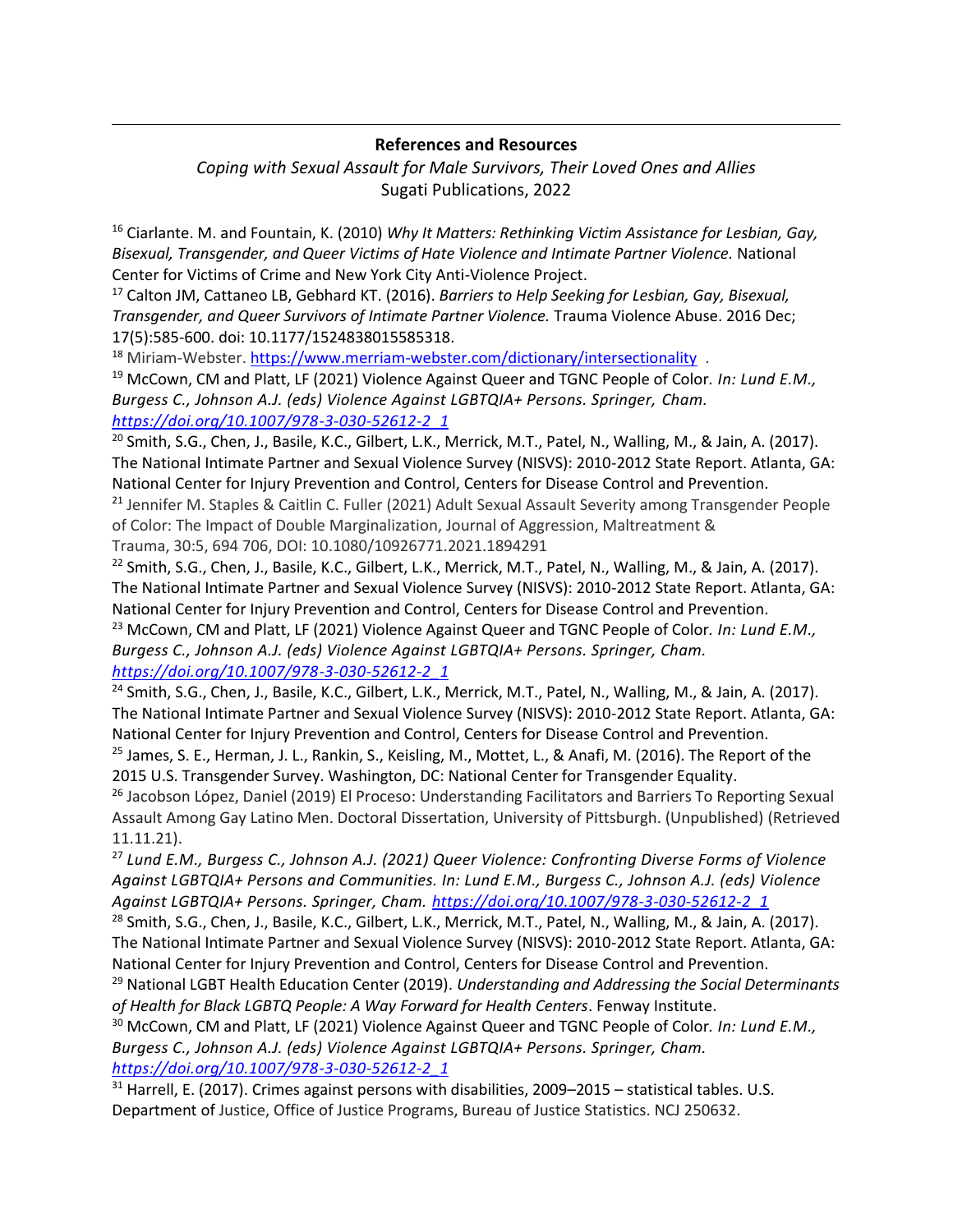**References and Resources**

*Coping with Sexual Assault for Male Survivors, Their Loved Ones and Allies*

Sugati Publications, 2022

[16] Ciarlante. M. and Fountain, K. (2010) *Why It Matters: Rethinking Victim Assistance for Lesbian, Gay, Bisexual, Transgender, and Queer Victims of Hate Violence and Intimate Partner Violence.* National Center for Victims of Crime and New York City Anti-Violence Project.

[17] Calton JM, Cattaneo LB, Gebhard KT. (2016). *Barriers to Help Seeking for Lesbian, Gay, Bisexual, Transgender, and Queer Survivors of Intimate Partner Violence.* Trauma Violence Abuse. 2016 Dec; 17(5):585-600. doi: 10.1177/1524838015585318.

[18] Miriam-Webster. https://www.merriam-webster.com/dictionary/intersectionality .

[19] McCown, CM and Platt, LF (2021) Violence Against Queer and TGNC People of Color. *In: Lund E.M., Burgess C., Johnson A.J. (eds) Violence Against LGBTQIA+ Persons. Springer, Cham. https://doi.org/10.1007/978-3-030-52612-2_1*

[20] Smith, S.G., Chen, J., Basile, K.C., Gilbert, L.K., Merrick, M.T., Patel, N., Walling, M., & Jain, A. (2017). The National Intimate Partner and Sexual Violence Survey (NISVS): 2010-2012 State Report. Atlanta, GA: National Center for Injury Prevention and Control, Centers for Disease Control and Prevention.

[21] Jennifer M. Staples & Caitlin C. Fuller (2021) Adult Sexual Assault Severity among Transgender People of Color: The Impact of Double Marginalization, Journal of Aggression, Maltreatment & Trauma, 30:5, 694 706, DOI: 10.1080/10926771.2021.1894291

[22] Smith, S.G., Chen, J., Basile, K.C., Gilbert, L.K., Merrick, M.T., Patel, N., Walling, M., & Jain, A. (2017). The National Intimate Partner and Sexual Violence Survey (NISVS): 2010-2012 State Report. Atlanta, GA: National Center for Injury Prevention and Control, Centers for Disease Control and Prevention.

[23] McCown, CM and Platt, LF (2021) Violence Against Queer and TGNC People of Color. *In: Lund E.M., Burgess C., Johnson A.J. (eds) Violence Against LGBTQIA+ Persons. Springer, Cham. https://doi.org/10.1007/978-3-030-52612-2_1*

[24] Smith, S.G., Chen, J., Basile, K.C., Gilbert, L.K., Merrick, M.T., Patel, N., Walling, M., & Jain, A. (2017). The National Intimate Partner and Sexual Violence Survey (NISVS): 2010-2012 State Report. Atlanta, GA: National Center for Injury Prevention and Control, Centers for Disease Control and Prevention.

[25] James, S. E., Herman, J. L., Rankin, S., Keisling, M., Mottet, L., & Anafi, M. (2016). The Report of the 2015 U.S. Transgender Survey. Washington, DC: National Center for Transgender Equality.

[26] Jacobson López, Daniel (2019) El Proceso: Understanding Facilitators and Barriers To Reporting Sexual Assault Among Gay Latino Men. Doctoral Dissertation, University of Pittsburgh. (Unpublished) (Retrieved 11.11.21).

[27] *Lund E.M., Burgess C., Johnson A.J. (2021) Queer Violence: Confronting Diverse Forms of Violence Against LGBTQIA+ Persons and Communities. In: Lund E.M., Burgess C., Johnson A.J. (eds) Violence Against LGBTQIA+ Persons. Springer, Cham. https://doi.org/10.1007/978-3-030-52612-2_1*

[28] Smith, S.G., Chen, J., Basile, K.C., Gilbert, L.K., Merrick, M.T., Patel, N., Walling, M., & Jain, A. (2017). The National Intimate Partner and Sexual Violence Survey (NISVS): 2010-2012 State Report. Atlanta, GA: National Center for Injury Prevention and Control, Centers for Disease Control and Prevention.

[29] National LGBT Health Education Center (2019). *Understanding and Addressing the Social Determinants of Health for Black LGBTQ People: A Way Forward for Health Centers*. Fenway Institute.

[30] McCown, CM and Platt, LF (2021) Violence Against Queer and TGNC People of Color. *In: Lund E.M., Burgess C., Johnson A.J. (eds) Violence Against LGBTQIA+ Persons. Springer, Cham. https://doi.org/10.1007/978-3-030-52612-2_1*

[31] Harrell, E. (2017). Crimes against persons with disabilities, 2009–2015 – statistical tables. U.S. Department of Justice, Office of Justice Programs, Bureau of Justice Statistics. NCJ 250632.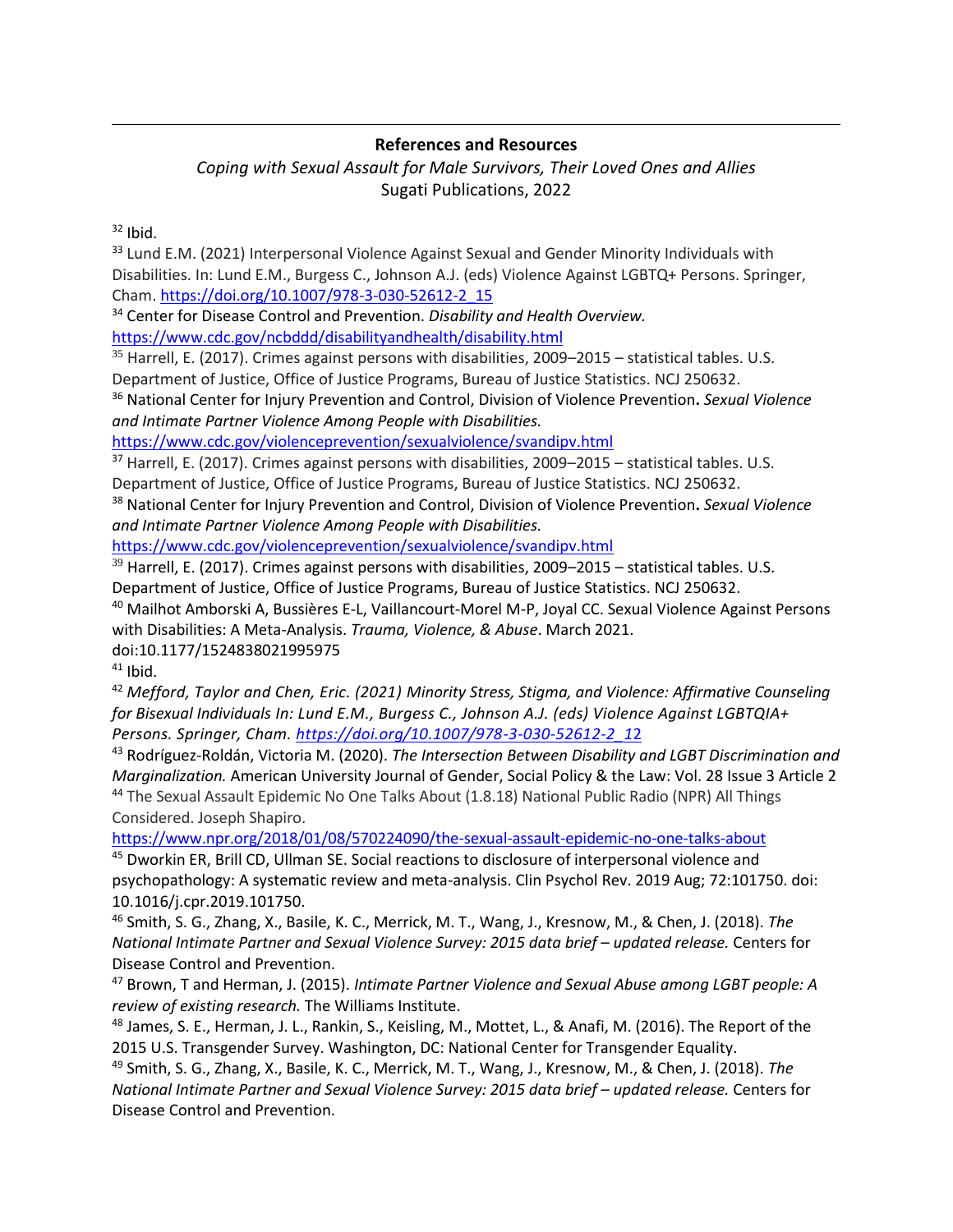**References and Resources**

*Coping with Sexual Assault for Male Survivors, Their Loved Ones and Allies*
Sugati Publications, 2022

[32] Ibid.

[33] Lund E.M. (2021) Interpersonal Violence Against Sexual and Gender Minority Individuals with Disabilities. In: Lund E.M., Burgess C., Johnson A.J. (eds) Violence Against LGBTQ+ Persons. Springer, Cham. https://doi.org/10.1007/978-3-030-52612-2_15

[34] Center for Disease Control and Prevention. *Disability and Health Overview.* https://www.cdc.gov/ncbddd/disabilityandhealth/disability.html

[35] Harrell, E. (2017). Crimes against persons with disabilities, 2009–2015 – statistical tables. U.S. Department of Justice, Office of Justice Programs, Bureau of Justice Statistics. NCJ 250632.

[36] National Center for Injury Prevention and Control, Division of Violence Prevention**.** *Sexual Violence and Intimate Partner Violence Among People with Disabilities.* https://www.cdc.gov/violenceprevention/sexualviolence/svandipv.html

[37] Harrell, E. (2017). Crimes against persons with disabilities, 2009–2015 – statistical tables. U.S. Department of Justice, Office of Justice Programs, Bureau of Justice Statistics. NCJ 250632.

[38] National Center for Injury Prevention and Control, Division of Violence Prevention**.** *Sexual Violence and Intimate Partner Violence Among People with Disabilities.* https://www.cdc.gov/violenceprevention/sexualviolence/svandipv.html

[39] Harrell, E. (2017). Crimes against persons with disabilities, 2009–2015 – statistical tables. U.S. Department of Justice, Office of Justice Programs, Bureau of Justice Statistics. NCJ 250632.

[40] Mailhot Amborski A, Bussières E-L, Vaillancourt-Morel M-P, Joyal CC. Sexual Violence Against Persons with Disabilities: A Meta-Analysis. *Trauma, Violence, & Abuse*. March 2021. doi:10.1177/1524838021995975

[41] Ibid.

[42] *Mefford, Taylor and Chen, Eric. (2021) Minority Stress, Stigma, and Violence: Affirmative Counseling for Bisexual Individuals In: Lund E.M., Burgess C., Johnson A.J. (eds) Violence Against LGBTQIA+ Persons. Springer, Cham. https://doi.org/10.1007/978-3-030-52612-2_12*

[43] Rodríguez-Roldán, Victoria M. (2020). *The Intersection Between Disability and LGBT Discrimination and Marginalization.* American University Journal of Gender, Social Policy & the Law: Vol. 28 Issue 3 Article 2

[44] The Sexual Assault Epidemic No One Talks About (1.8.18) National Public Radio (NPR) All Things Considered. Joseph Shapiro. https://www.npr.org/2018/01/08/570224090/the-sexual-assault-epidemic-no-one-talks-about

[45] Dworkin ER, Brill CD, Ullman SE. Social reactions to disclosure of interpersonal violence and psychopathology: A systematic review and meta-analysis. Clin Psychol Rev. 2019 Aug; 72:101750. doi: 10.1016/j.cpr.2019.101750.

[46] Smith, S. G., Zhang, X., Basile, K. C., Merrick, M. T., Wang, J., Kresnow, M., & Chen, J. (2018). *The National Intimate Partner and Sexual Violence Survey: 2015 data brief – updated release.* Centers for Disease Control and Prevention.

[47] Brown, T and Herman, J. (2015). *Intimate Partner Violence and Sexual Abuse among LGBT people: A review of existing research.* The Williams Institute.

[48] James, S. E., Herman, J. L., Rankin, S., Keisling, M., Mottet, L., & Anafi, M. (2016). The Report of the 2015 U.S. Transgender Survey. Washington, DC: National Center for Transgender Equality.

[49] Smith, S. G., Zhang, X., Basile, K. C., Merrick, M. T., Wang, J., Kresnow, M., & Chen, J. (2018). *The National Intimate Partner and Sexual Violence Survey: 2015 data brief – updated release.* Centers for Disease Control and Prevention.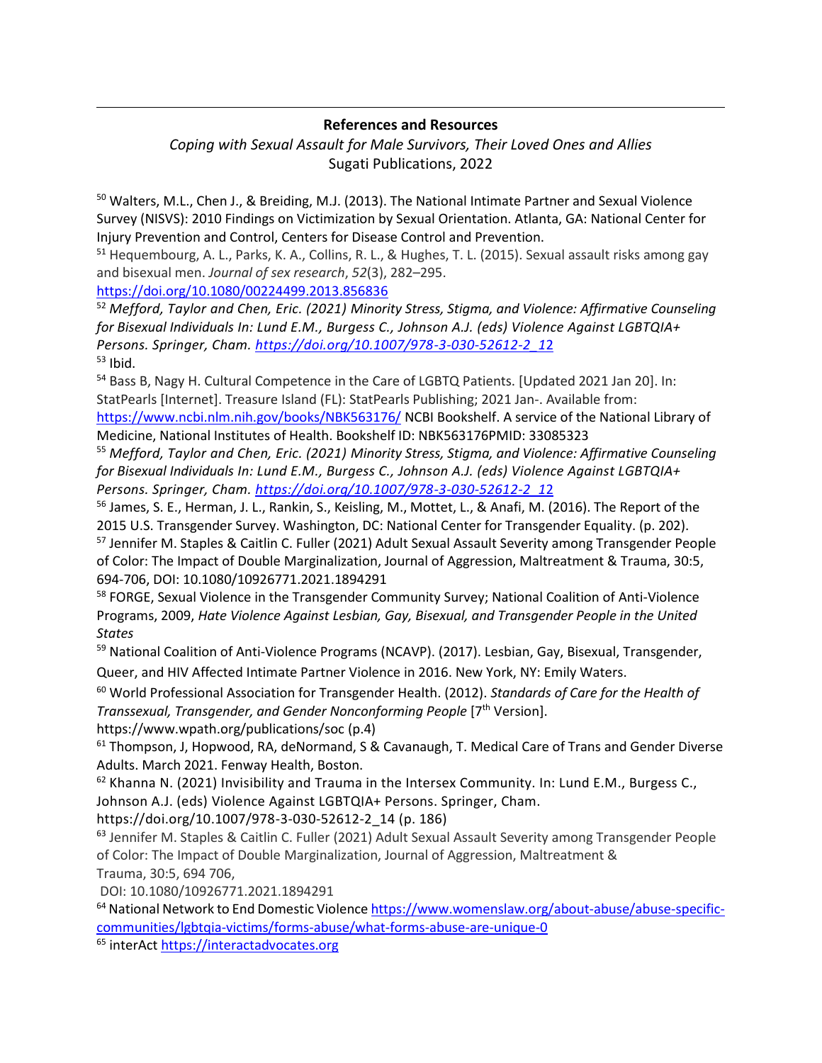**References and Resources**

*Coping with Sexual Assault for Male Survivors, Their Loved Ones and Allies*
Sugati Publications, 2022

[50] Walters, M.L., Chen J., & Breiding, M.J. (2013). The National Intimate Partner and Sexual Violence Survey (NISVS): 2010 Findings on Victimization by Sexual Orientation. Atlanta, GA: National Center for Injury Prevention and Control, Centers for Disease Control and Prevention.

[51] Hequembourg, A. L., Parks, K. A., Collins, R. L., & Hughes, T. L. (2015). Sexual assault risks among gay and bisexual men. *Journal of sex research*, *52*(3), 282–295. https://doi.org/10.1080/00224499.2013.856836

[52] *Mefford, Taylor and Chen, Eric. (2021) Minority Stress, Stigma, and Violence: Affirmative Counseling for Bisexual Individuals In: Lund E.M., Burgess C., Johnson A.J. (eds) Violence Against LGBTQIA+ Persons. Springer, Cham. https://doi.org/10.1007/978-3-030-52612-2_12*

[53] Ibid.

[54] Bass B, Nagy H. Cultural Competence in the Care of LGBTQ Patients. [Updated 2021 Jan 20]. In: StatPearls [Internet]. Treasure Island (FL): StatPearls Publishing; 2021 Jan-. Available from: https://www.ncbi.nlm.nih.gov/books/NBK563176/ NCBI Bookshelf. A service of the National Library of Medicine, National Institutes of Health. Bookshelf ID: NBK563176PMID: 33085323

[55] *Mefford, Taylor and Chen, Eric. (2021) Minority Stress, Stigma, and Violence: Affirmative Counseling for Bisexual Individuals In: Lund E.M., Burgess C., Johnson A.J. (eds) Violence Against LGBTQIA+ Persons. Springer, Cham. https://doi.org/10.1007/978-3-030-52612-2_12*

[56] James, S. E., Herman, J. L., Rankin, S., Keisling, M., Mottet, L., & Anafi, M. (2016). The Report of the 2015 U.S. Transgender Survey. Washington, DC: National Center for Transgender Equality. (p. 202).

[57] Jennifer M. Staples & Caitlin C. Fuller (2021) Adult Sexual Assault Severity among Transgender People of Color: The Impact of Double Marginalization, Journal of Aggression, Maltreatment & Trauma, 30:5, 694-706, DOI: 10.1080/10926771.2021.1894291

[58] FORGE, Sexual Violence in the Transgender Community Survey; National Coalition of Anti-Violence Programs, 2009, *Hate Violence Against Lesbian, Gay, Bisexual, and Transgender People in the United States*

[59] National Coalition of Anti-Violence Programs (NCAVP). (2017). Lesbian, Gay, Bisexual, Transgender, Queer, and HIV Affected Intimate Partner Violence in 2016. New York, NY: Emily Waters.

[60] World Professional Association for Transgender Health. (2012). *Standards of Care for the Health of Transsexual, Transgender, and Gender Nonconforming People* [7th Version]. https://www.wpath.org/publications/soc (p.4)

[61] Thompson, J, Hopwood, RA, deNormand, S & Cavanaugh, T. Medical Care of Trans and Gender Diverse Adults. March 2021. Fenway Health, Boston.

[62] Khanna N. (2021) Invisibility and Trauma in the Intersex Community. In: Lund E.M., Burgess C., Johnson A.J. (eds) Violence Against LGBTQIA+ Persons. Springer, Cham. https://doi.org/10.1007/978-3-030-52612-2_14 (p. 186)

[63] Jennifer M. Staples & Caitlin C. Fuller (2021) Adult Sexual Assault Severity among Transgender People of Color: The Impact of Double Marginalization, Journal of Aggression, Maltreatment & Trauma, 30:5, 694 706, DOI: 10.1080/10926771.2021.1894291

[64] National Network to End Domestic Violence https://www.womenslaw.org/about-abuse/abuse-specific-communities/lgbtqia-victims/forms-abuse/what-forms-abuse-are-unique-0

[65] interAct https://interactadvocates.org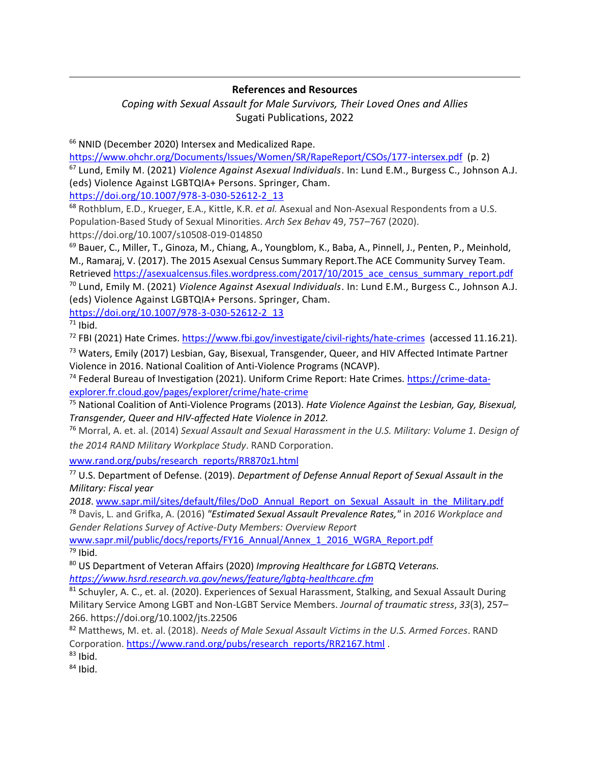**References and Resources**

*Coping with Sexual Assault for Male Survivors, Their Loved Ones and Allies*
Sugati Publications, 2022

[66] NNID (December 2020) Intersex and Medicalized Rape. https://www.ohchr.org/Documents/Issues/Women/SR/RapeReport/CSOs/177-intersex.pdf (p. 2)

[67] Lund, Emily M. (2021) *Violence Against Asexual Individuals*. In: Lund E.M., Burgess C., Johnson A.J. (eds) Violence Against LGBTQIA+ Persons. Springer, Cham. https://doi.org/10.1007/978-3-030-52612-2_13

[68] Rothblum, E.D., Krueger, E.A., Kittle, K.R. *et al.* Asexual and Non-Asexual Respondents from a U.S. Population-Based Study of Sexual Minorities. *Arch Sex Behav* 49, 757–767 (2020). https://doi.org/10.1007/s10508-019-014850

[69] Bauer, C., Miller, T., Ginoza, M., Chiang, A., Youngblom, K., Baba, A., Pinnell, J., Penten, P., Meinhold, M., Ramaraj, V. (2017). The 2015 Asexual Census Summary Report.The ACE Community Survey Team. Retrieved https://asexualcensus.files.wordpress.com/2017/10/2015_ace_census_summary_report.pdf

[70] Lund, Emily M. (2021) *Violence Against Asexual Individuals*. In: Lund E.M., Burgess C., Johnson A.J. (eds) Violence Against LGBTQIA+ Persons. Springer, Cham. https://doi.org/10.1007/978-3-030-52612-2_13

[71] Ibid.

[72] FBI (2021) Hate Crimes. https://www.fbi.gov/investigate/civil-rights/hate-crimes (accessed 11.16.21).

[73] Waters, Emily (2017) Lesbian, Gay, Bisexual, Transgender, Queer, and HIV Affected Intimate Partner Violence in 2016. National Coalition of Anti-Violence Programs (NCAVP).

[74] Federal Bureau of Investigation (2021). Uniform Crime Report: Hate Crimes. https://crime-data-explorer.fr.cloud.gov/pages/explorer/crime/hate-crime

[75] National Coalition of Anti-Violence Programs (2013). *Hate Violence Against the Lesbian, Gay, Bisexual, Transgender, Queer and HIV-affected Hate Violence in 2012.*

[76] Morral, A. et. al. (2014) *Sexual Assault and Sexual Harassment in the U.S. Military: Volume 1. Design of the 2014 RAND Military Workplace Study*. RAND Corporation. www.rand.org/pubs/research_reports/RR870z1.html

[77] U.S. Department of Defense. (2019). *Department of Defense Annual Report of Sexual Assault in the Military: Fiscal year 2018*. www.sapr.mil/sites/default/files/DoD_Annual_Report_on_Sexual_Assault_in_the_Military.pdf

[78] Davis, L. and Grifka, A. (2016) *"Estimated Sexual Assault Prevalence Rates,"* in *2016 Workplace and Gender Relations Survey of Active-Duty Members: Overview Report* www.sapr.mil/public/docs/reports/FY16_Annual/Annex_1_2016_WGRA_Report.pdf

[79] Ibid.

[80] US Department of Veteran Affairs (2020) *Improving Healthcare for LGBTQ Veterans. https://www.hsrd.research.va.gov/news/feature/lgbtq-healthcare.cfm*

[81] Schuyler, A. C., et. al. (2020). Experiences of Sexual Harassment, Stalking, and Sexual Assault During Military Service Among LGBT and Non-LGBT Service Members. *Journal of traumatic stress*, *33*(3), 257–266. https://doi.org/10.1002/jts.22506

[82] Matthews, M. et. al. (2018). *Needs of Male Sexual Assault Victims in the U.S. Armed Forces*. RAND Corporation. https://www.rand.org/pubs/research_reports/RR2167.html .

[83] Ibid.

[84] Ibid.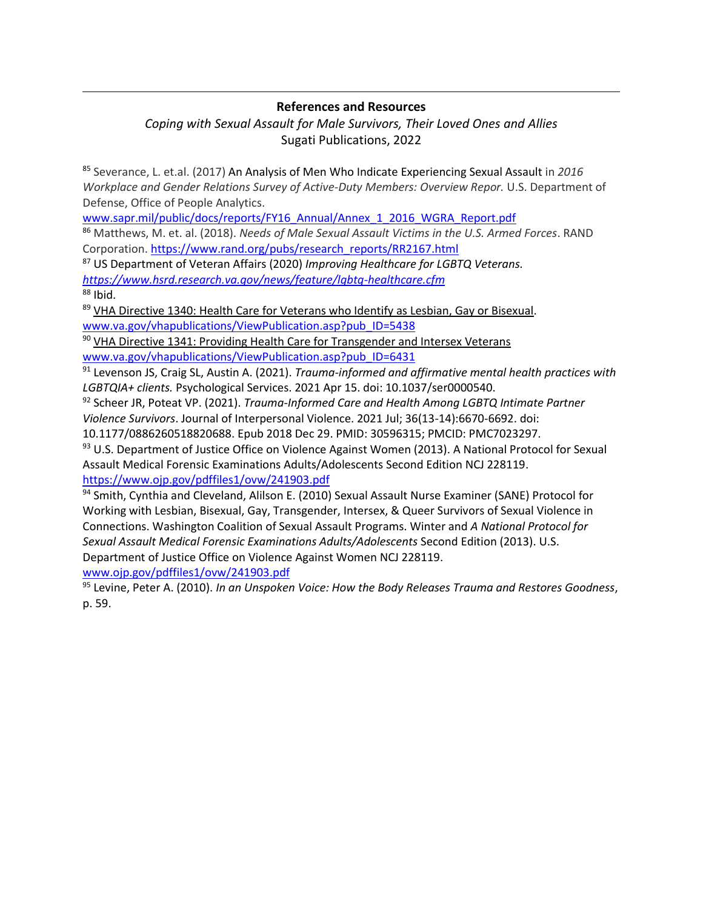**References and Resources**

*Coping with Sexual Assault for Male Survivors, Their Loved Ones and Allies*
Sugati Publications, 2022

[85] Severance, L. et.al. (2017) An Analysis of Men Who Indicate Experiencing Sexual Assault in *2016 Workplace and Gender Relations Survey of Active-Duty Members: Overview Repor.* U.S. Department of Defense, Office of People Analytics.
www.sapr.mil/public/docs/reports/FY16_Annual/Annex_1_2016_WGRA_Report.pdf

[86] Matthews, M. et. al. (2018). *Needs of Male Sexual Assault Victims in the U.S. Armed Forces*. RAND Corporation. https://www.rand.org/pubs/research_reports/RR2167.html

[87] US Department of Veteran Affairs (2020) *Improving Healthcare for LGBTQ Veterans.* *https://www.hsrd.research.va.gov/news/feature/lgbtq-healthcare.cfm*

[88] Ibid.

[89] VHA Directive 1340: Health Care for Veterans who Identify as Lesbian, Gay or Bisexual. www.va.gov/vhapublications/ViewPublication.asp?pub_ID=5438

[90] VHA Directive 1341: Providing Health Care for Transgender and Intersex Veterans www.va.gov/vhapublications/ViewPublication.asp?pub_ID=6431

[91] Levenson JS, Craig SL, Austin A. (2021). *Trauma-informed and affirmative mental health practices with LGBTQIA+ clients.* Psychological Services. 2021 Apr 15. doi: 10.1037/ser0000540.

[92] Scheer JR, Poteat VP. (2021). *Trauma-Informed Care and Health Among LGBTQ Intimate Partner Violence Survivors*. Journal of Interpersonal Violence. 2021 Jul; 36(13-14):6670-6692. doi: 10.1177/0886260518820688. Epub 2018 Dec 29. PMID: 30596315; PMCID: PMC7023297.

[93] U.S. Department of Justice Office on Violence Against Women (2013). A National Protocol for Sexual Assault Medical Forensic Examinations Adults/Adolescents Second Edition NCJ 228119. https://www.ojp.gov/pdffiles1/ovw/241903.pdf

[94] Smith, Cynthia and Cleveland, Alilson E. (2010) Sexual Assault Nurse Examiner (SANE) Protocol for Working with Lesbian, Bisexual, Gay, Transgender, Intersex, & Queer Survivors of Sexual Violence in Connections. Washington Coalition of Sexual Assault Programs. Winter and *A National Protocol for Sexual Assault Medical Forensic Examinations Adults/Adolescents* Second Edition (2013). U.S. Department of Justice Office on Violence Against Women NCJ 228119. www.ojp.gov/pdffiles1/ovw/241903.pdf

[95] Levine, Peter A. (2010). *In an Unspoken Voice: How the Body Releases Trauma and Restores Goodness*, p. 59.